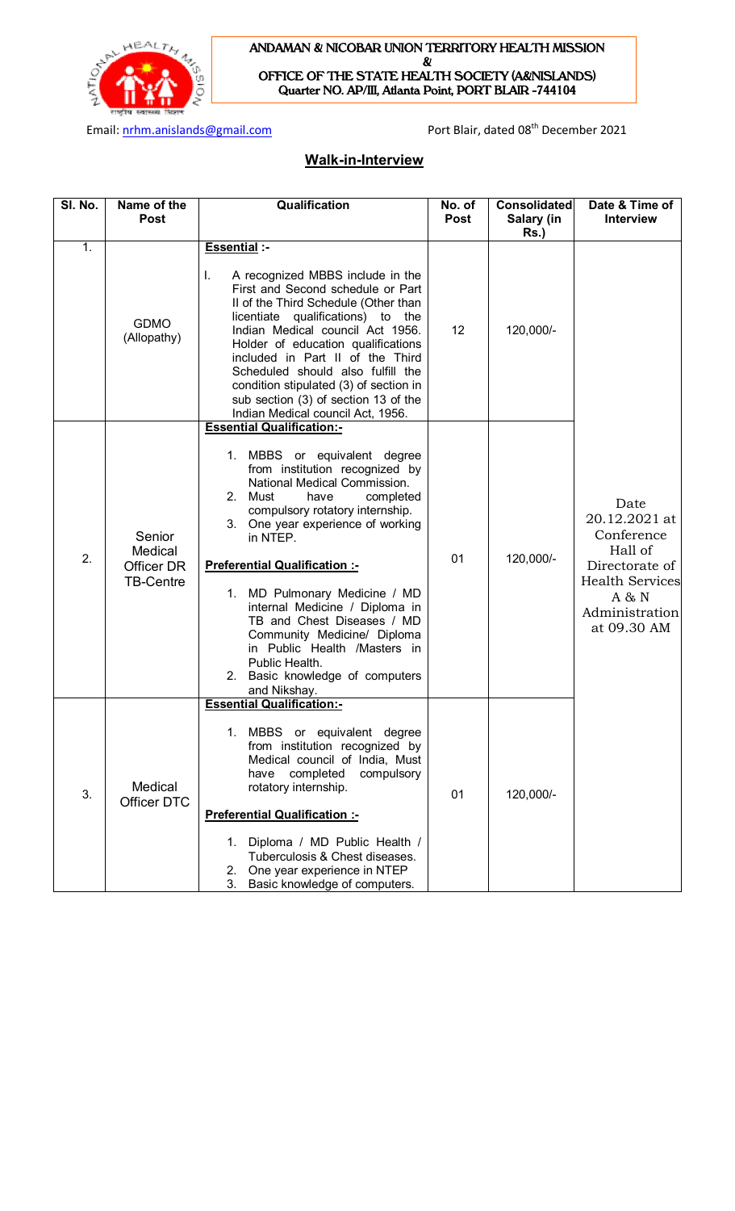**ANDAMAN & NICOBAR UNION TERRITORY HEALTH MISSION**
**&**
**OFFICE OF THE STATE HEALTH SOCIETY (A&NISLANDS)**
**Quarter NO. AP/III, Atlanta Point, PORT BLAIR -744104**

Email: nrhm.anislands@gmail.com

Port Blair, dated 08th December 2021

## Walk-in-Interview

| Sl. No. | Name of the Post | Qualification | No. of Post | Consolidated Salary (in Rs.) | Date & Time of Interview |
|---|---|---|---|---|---|
| 1. | GDMO (Allopathy) | **Essential :-**<br>I. A recognized MBBS include in the First and Second schedule or Part II of the Third Schedule (Other than licentiate qualifications) to the Indian Medical council Act 1956. Holder of education qualifications included in Part II of the Third Scheduled should also fulfill the condition stipulated (3) of section in sub section (3) of section 13 of the Indian Medical council Act, 1956. | 12 | 120,000/- | Date 20.12.2021 at Conference Hall of Directorate of Health Services A & N Administration at 09.30 AM |
| 2. | Senior Medical Officer DR TB-Centre | **Essential Qualification:-**<br>1. MBBS or equivalent degree from institution recognized by National Medical Commission.<br>2. Must have completed compulsory rotatory internship.<br>3. One year experience of working in NTEP.<br>**Preferential Qualification :-**<br>1. MD Pulmonary Medicine / MD internal Medicine / Diploma in TB and Chest Diseases / MD Community Medicine/ Diploma in Public Health /Masters in Public Health.<br>2. Basic knowledge of computers and Nikshay. | 01 | 120,000/- | |
| 3. | Medical Officer DTC | **Essential Qualification:-**<br>1. MBBS or equivalent degree from institution recognized by Medical council of India, Must have completed compulsory rotatory internship.<br>**Preferential Qualification :-**<br>1. Diploma / MD Public Health / Tuberculosis & Chest diseases.<br>2. One year experience in NTEP<br>3. Basic knowledge of computers. | 01 | 120,000/- | |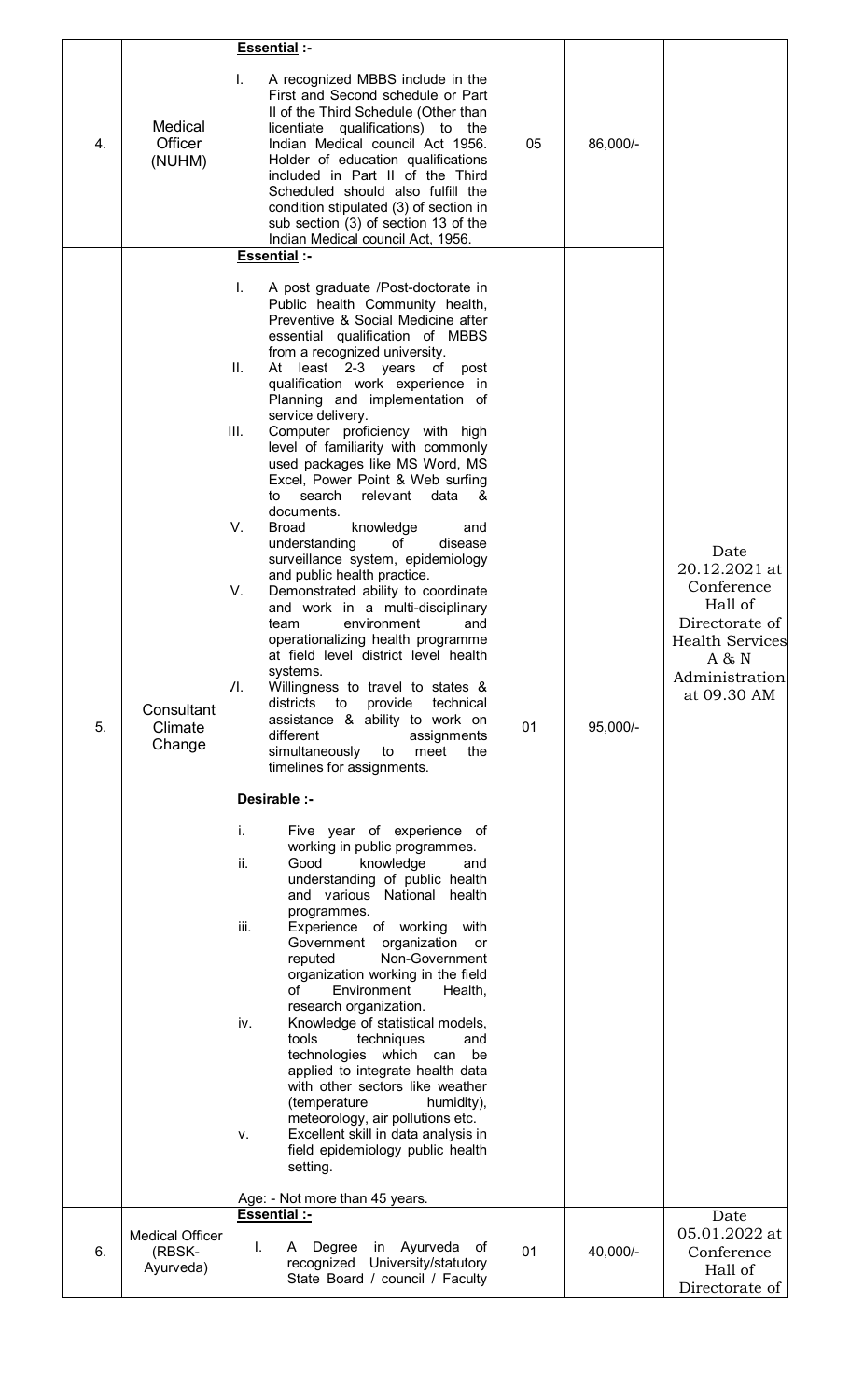| 4. | Medical Officer (NUHM) | **Essential :-**<br>I. A recognized MBBS include in the First and Second schedule or Part II of the Third Schedule (Other than licentiate qualifications) to the Indian Medical council Act 1956. Holder of education qualifications included in Part II of the Third Scheduled should also fulfill the condition stipulated (3) of section in sub section (3) of section 13 of the Indian Medical council Act, 1956. | 05 | 86,000/- | Date 20.12.2021 at Conference Hall of Directorate of Health Services A & N Administration at 09.30 AM |
|---|---|---|---|---|---|
| 5. | Consultant Climate Change | **Essential :-**<br>I. A post graduate /Post-doctorate in Public health Community health, Preventive & Social Medicine after essential qualification of MBBS from a recognized university.<br>II. At least 2-3 years of post qualification work experience in Planning and implementation of service delivery.<br>II. Computer proficiency with high level of familiarity with commonly used packages like MS Word, MS Excel, Power Point & Web surfing to search relevant data & documents.<br>V. Broad knowledge and understanding of disease surveillance system, epidemiology and public health practice.<br>V. Demonstrated ability to coordinate and work in a multi-disciplinary team environment and operationalizing health programme at field level district level health systems.<br>VI. Willingness to travel to states & districts to provide technical assistance & ability to work on different assignments simultaneously to meet the timelines for assignments.<br><br>**Desirable :-**<br>i. Five year of experience of working in public programmes.<br>ii. Good knowledge and understanding of public health and various National health programmes.<br>iii. Experience of working with Government organization or reputed Non-Government organization working in the field of Environment Health, research organization.<br>iv. Knowledge of statistical models, tools techniques and technologies which can be applied to integrate health data with other sectors like weather (temperature humidity), meteorology, air pollutions etc.<br>v. Excellent skill in data analysis in field epidemiology public health setting.<br><br>Age: - Not more than 45 years. | 01 | 95,000/- | |
| 6. | Medical Officer (RBSK-Ayurveda) | **Essential :-**<br>I. A Degree in Ayurveda of recognized University/statutory State Board / council / Faculty | 01 | 40,000/- | Date 05.01.2022 at Conference Hall of Directorate of |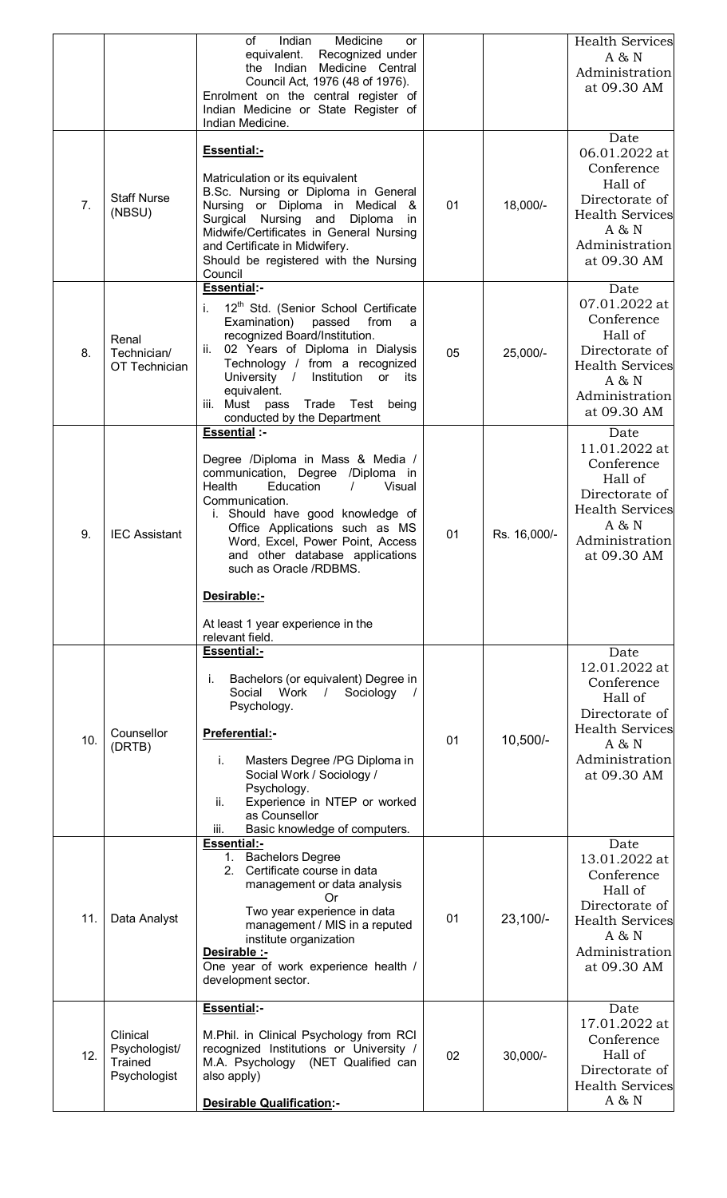| | | | | | |
|---|---|---|---|---|---|
| | | of Indian Medicine or equivalent. Recognized under the Indian Medicine Central Council Act, 1976 (48 of 1976). Enrolment on the central register of Indian Medicine or State Register of Indian Medicine. | | | Health Services A & N Administration at 09.30 AM |
| 7. | Staff Nurse (NBSU) | **Essential:-**<br><br>Matriculation or its equivalent<br>B.Sc. Nursing or Diploma in General Nursing or Diploma in Medical & Surgical Nursing and Diploma in Midwife/Certificates in General Nursing and Certificate in Midwifery.<br>Should be registered with the Nursing Council | 01 | 18,000/- | Date 06.01.2022 at Conference Hall of Directorate of Health Services A & N Administration at 09.30 AM |
| 8. | Renal Technician/ OT Technician | **Essential:-**<br>i. 12th Std. (Senior School Certificate Examination) passed from a recognized Board/Institution.<br>ii. 02 Years of Diploma in Dialysis Technology / from a recognized University / Institution or its equivalent.<br>iii. Must pass Trade Test being conducted by the Department | 05 | 25,000/- | Date 07.01.2022 at Conference Hall of Directorate of Health Services A & N Administration at 09.30 AM |
| 9. | IEC Assistant | **Essential :-**<br><br>Degree /Diploma in Mass & Media / communication, Degree /Diploma in Health Education / Visual Communication.<br>i. Should have good knowledge of Office Applications such as MS Word, Excel, Power Point, Access and other database applications such as Oracle /RDBMS.<br><br>**Desirable:-**<br><br>At least 1 year experience in the relevant field. | 01 | Rs. 16,000/- | Date 11.01.2022 at Conference Hall of Directorate of Health Services A & N Administration at 09.30 AM |
| 10. | Counsellor (DRTB) | **Essential:-**<br><br>i. Bachelors (or equivalent) Degree in Social Work / Sociology / Psychology.<br><br>**Preferential:-**<br><br>i. Masters Degree /PG Diploma in Social Work / Sociology / Psychology.<br>ii. Experience in NTEP or worked as Counsellor<br>iii. Basic knowledge of computers. | 01 | 10,500/- | Date 12.01.2022 at Conference Hall of Directorate of Health Services A & N Administration at 09.30 AM |
| 11. | Data Analyst | **Essential:-**<br>1. Bachelors Degree<br>2. Certificate course in data management or data analysis<br>Or<br>Two year experience in data management / MIS in a reputed institute organization<br>**Desirable :-**<br>One year of work experience health / development sector. | 01 | 23,100/- | Date 13.01.2022 at Conference Hall of Directorate of Health Services A & N Administration at 09.30 AM |
| 12. | Clinical Psychologist/ Trained Psychologist | **Essential:-**<br><br>M.Phil. in Clinical Psychology from RCI recognized Institutions or University / M.A. Psychology (NET Qualified can also apply)<br><br>**Desirable Qualification:-** | 02 | 30,000/- | Date 17.01.2022 at Conference Hall of Directorate of Health Services A & N |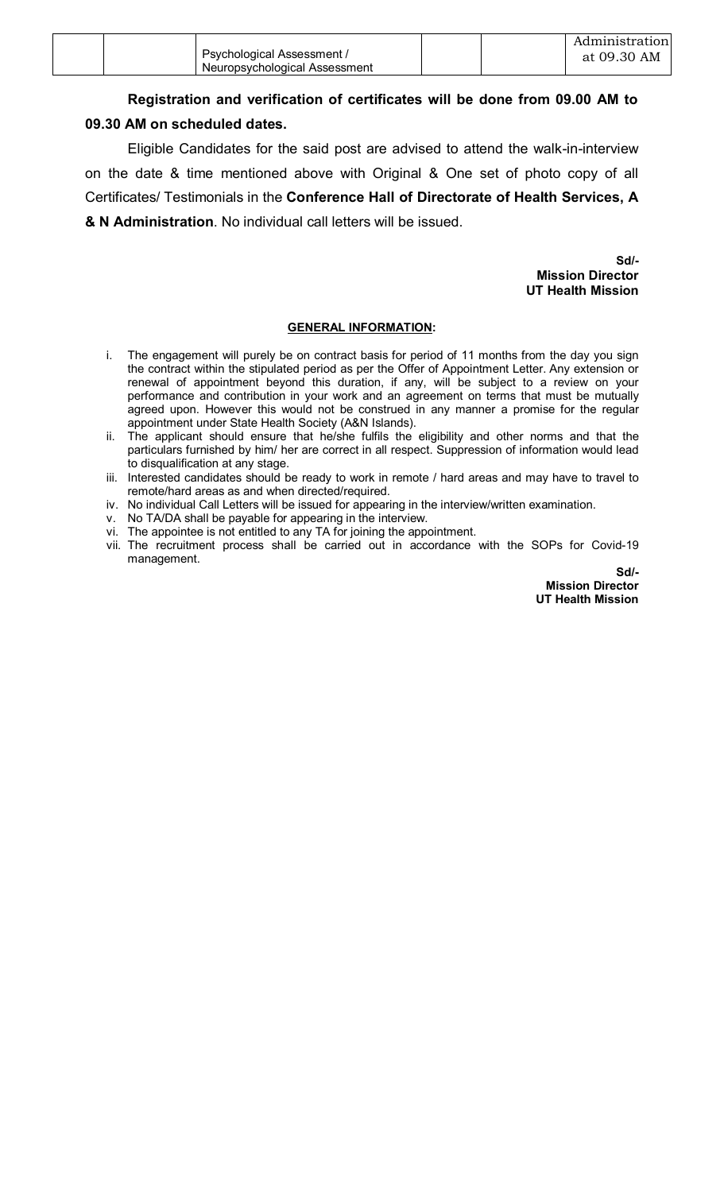| | | | | | |
|---|---|---|---|---|---|
| | | Psychological Assessment / Neuropsychological Assessment | | | Administration at 09.30 AM |

**Registration and verification of certificates will be done from 09.00 AM to 09.30 AM on scheduled dates.**

Eligible Candidates for the said post are advised to attend the walk-in-interview on the date & time mentioned above with Original & One set of photo copy of all Certificates/ Testimonials in the **Conference Hall of Directorate of Health Services, A & N Administration**. No individual call letters will be issued.

**Sd/-**
**Mission Director**
**UT Health Mission**

**GENERAL INFORMATION:**

i. The engagement will purely be on contract basis for period of 11 months from the day you sign the contract within the stipulated period as per the Offer of Appointment Letter. Any extension or renewal of appointment beyond this duration, if any, will be subject to a review on your performance and contribution in your work and an agreement on terms that must be mutually agreed upon. However this would not be construed in any manner a promise for the regular appointment under State Health Society (A&N Islands).
ii. The applicant should ensure that he/she fulfils the eligibility and other norms and that the particulars furnished by him/ her are correct in all respect. Suppression of information would lead to disqualification at any stage.
iii. Interested candidates should be ready to work in remote / hard areas and may have to travel to remote/hard areas as and when directed/required.
iv. No individual Call Letters will be issued for appearing in the interview/written examination.
v. No TA/DA shall be payable for appearing in the interview.
vi. The appointee is not entitled to any TA for joining the appointment.
vii. The recruitment process shall be carried out in accordance with the SOPs for Covid-19 management.

**Sd/-**
**Mission Director**
**UT Health Mission**